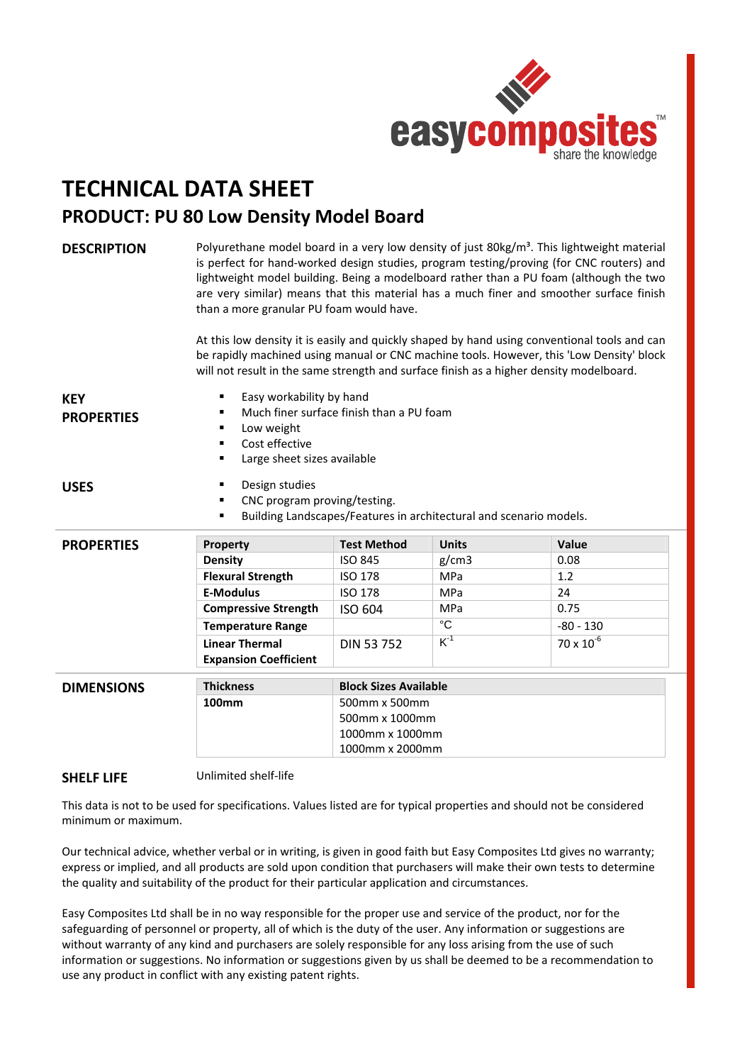easycomposites™
share the knowledge

# TECHNICAL DATA SHEET

## PRODUCT: PU 80 Low Density Model Board

**DESCRIPTION**

Polyurethane model board in a very low density of just 80kg/m³. This lightweight material is perfect for hand-worked design studies, program testing/proving (for CNC routers) and lightweight model building. Being a modelboard rather than a PU foam (although the two are very similar) means that this material has a much finer and smoother surface finish than a more granular PU foam would have.

At this low density it is easily and quickly shaped by hand using conventional tools and can be rapidly machined using manual or CNC machine tools. However, this 'Low Density' block will not result in the same strength and surface finish as a higher density modelboard.

**KEY PROPERTIES**

- Easy workability by hand
- Much finer surface finish than a PU foam
- Low weight
- Cost effective
- Large sheet sizes available

**USES**

- Design studies
- CNC program proving/testing.
- Building Landscapes/Features in architectural and scenario models.

**PROPERTIES**

| Property | Test Method | Units | Value |
|---|---|---|---|
| **Density** | ISO 845 | g/cm3 | 0.08 |
| **Flexural Strength** | ISO 178 | MPa | 1.2 |
| **E-Modulus** | ISO 178 | MPa | 24 |
| **Compressive Strength** | ISO 604 | MPa | 0.75 |
| **Temperature Range** | | °C | -80 - 130 |
| **Linear Thermal Expansion Coefficient** | DIN 53 752 | $K^{-1}$ | $70 \times 10^{-6}$ |

**DIMENSIONS**

| Thickness | Block Sizes Available |
|---|---|
| **100mm** | 500mm x 500mm<br>500mm x 1000mm<br>1000mm x 1000mm<br>1000mm x 2000mm |

**SHELF LIFE**

Unlimited shelf-life

This data is not to be used for specifications. Values listed are for typical properties and should not be considered minimum or maximum.

Our technical advice, whether verbal or in writing, is given in good faith but Easy Composites Ltd gives no warranty; express or implied, and all products are sold upon condition that purchasers will make their own tests to determine the quality and suitability of the product for their particular application and circumstances.

Easy Composites Ltd shall be in no way responsible for the proper use and service of the product, nor for the safeguarding of personnel or property, all of which is the duty of the user. Any information or suggestions are without warranty of any kind and purchasers are solely responsible for any loss arising from the use of such information or suggestions. No information or suggestions given by us shall be deemed to be a recommendation to use any product in conflict with any existing patent rights.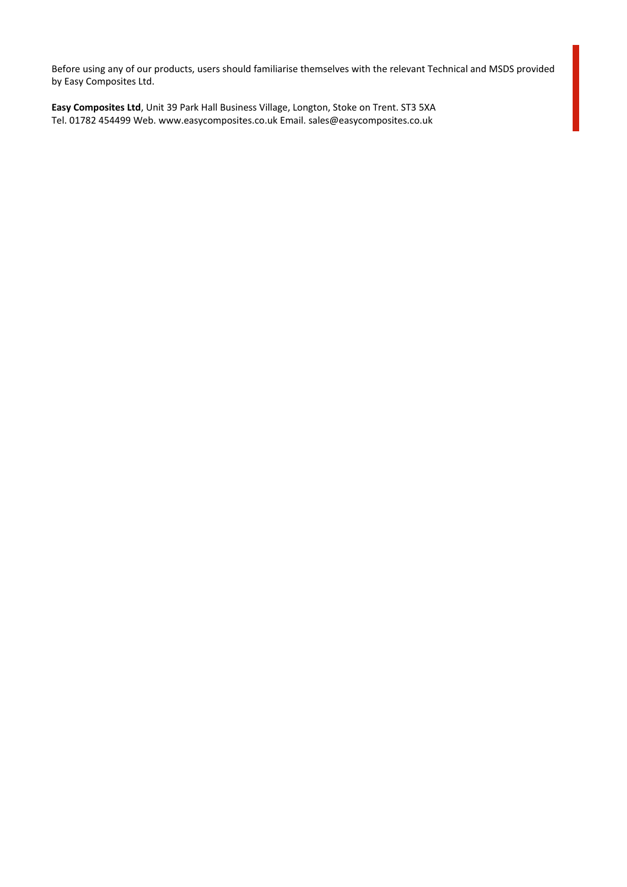Before using any of our products, users should familiarise themselves with the relevant Technical and MSDS provided by Easy Composites Ltd.

**Easy Composites Ltd**, Unit 39 Park Hall Business Village, Longton, Stoke on Trent. ST3 5XA
Tel. 01782 454499 Web. www.easycomposites.co.uk Email. sales@easycomposites.co.uk